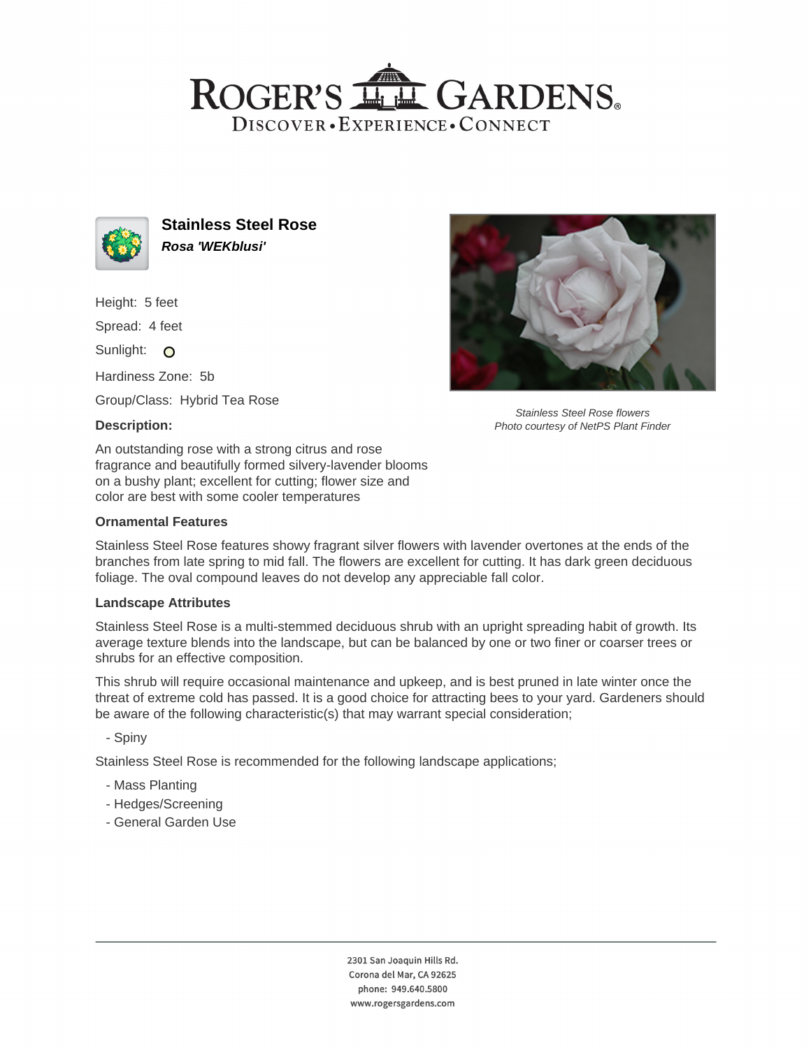# ROGER'S GARDENS

DISCOVER • EXPERIENCE • CONNECT

## Stainless Steel Rose

***Rosa 'WEKblusi'***

Height: 5 feet

Spread: 4 feet

Sunlight: O

Hardiness Zone: 5b

Group/Class: Hybrid Tea Rose

Stainless Steel Rose flowers
*Photo courtesy of NetPS Plant Finder*

**Description:**

An outstanding rose with a strong citrus and rose fragrance and beautifully formed silvery-lavender blooms on a bushy plant; excellent for cutting; flower size and color are best with some cooler temperatures

**Ornamental Features**

Stainless Steel Rose features showy fragrant silver flowers with lavender overtones at the ends of the branches from late spring to mid fall. The flowers are excellent for cutting. It has dark green deciduous foliage. The oval compound leaves do not develop any appreciable fall color.

**Landscape Attributes**

Stainless Steel Rose is a multi-stemmed deciduous shrub with an upright spreading habit of growth. Its average texture blends into the landscape, but can be balanced by one or two finer or coarser trees or shrubs for an effective composition.

This shrub will require occasional maintenance and upkeep, and is best pruned in late winter once the threat of extreme cold has passed. It is a good choice for attracting bees to your yard. Gardeners should be aware of the following characteristic(s) that may warrant special consideration;

- Spiny

Stainless Steel Rose is recommended for the following landscape applications;

- Mass Planting
- Hedges/Screening
- General Garden Use

2301 San Joaquin Hills Rd.
Corona del Mar, CA 92625
phone: 949.640.5800
www.rogersgardens.com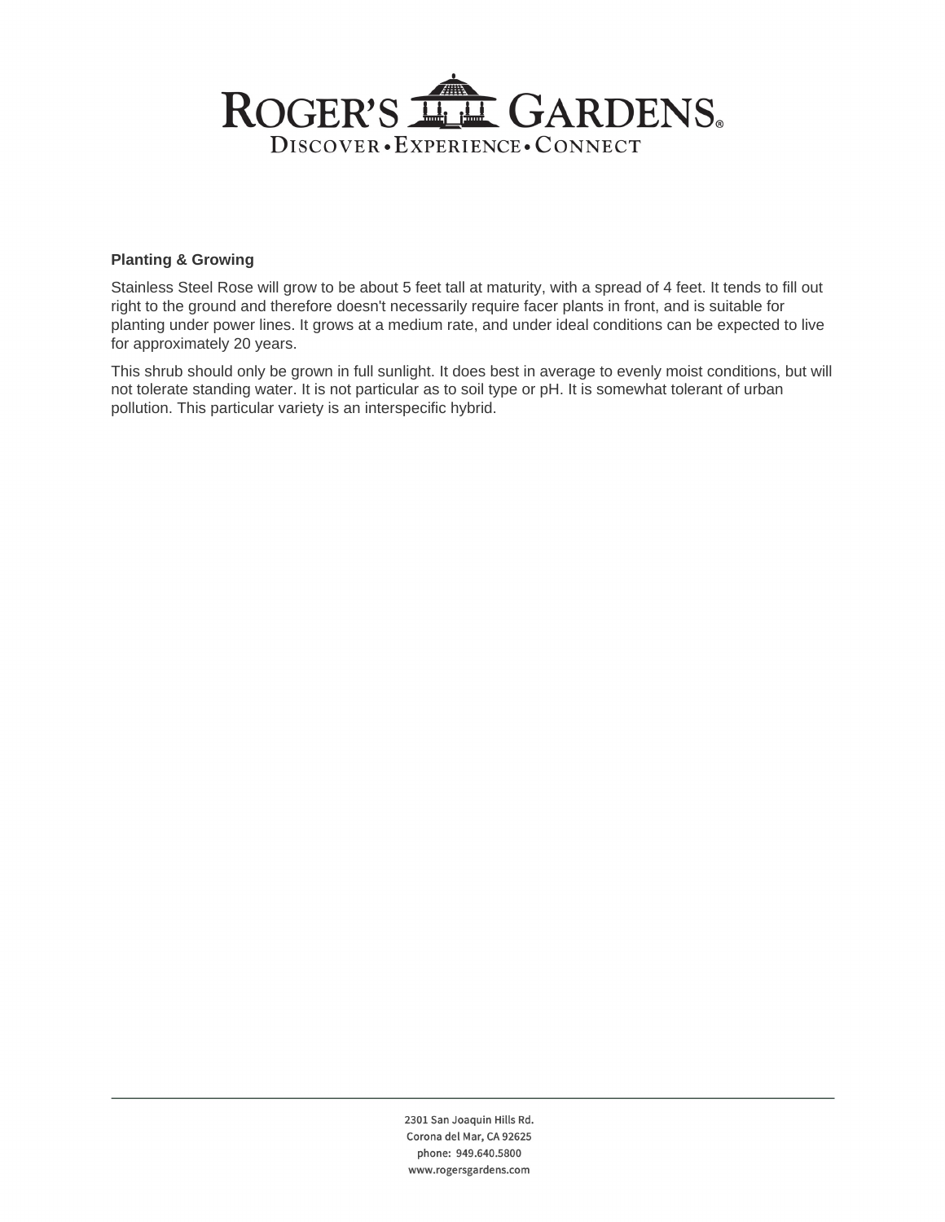### Planting & Growing

Stainless Steel Rose will grow to be about 5 feet tall at maturity, with a spread of 4 feet. It tends to fill out right to the ground and therefore doesn't necessarily require facer plants in front, and is suitable for planting under power lines. It grows at a medium rate, and under ideal conditions can be expected to live for approximately 20 years.

This shrub should only be grown in full sunlight. It does best in average to evenly moist conditions, but will not tolerate standing water. It is not particular as to soil type or pH. It is somewhat tolerant of urban pollution. This particular variety is an interspecific hybrid.